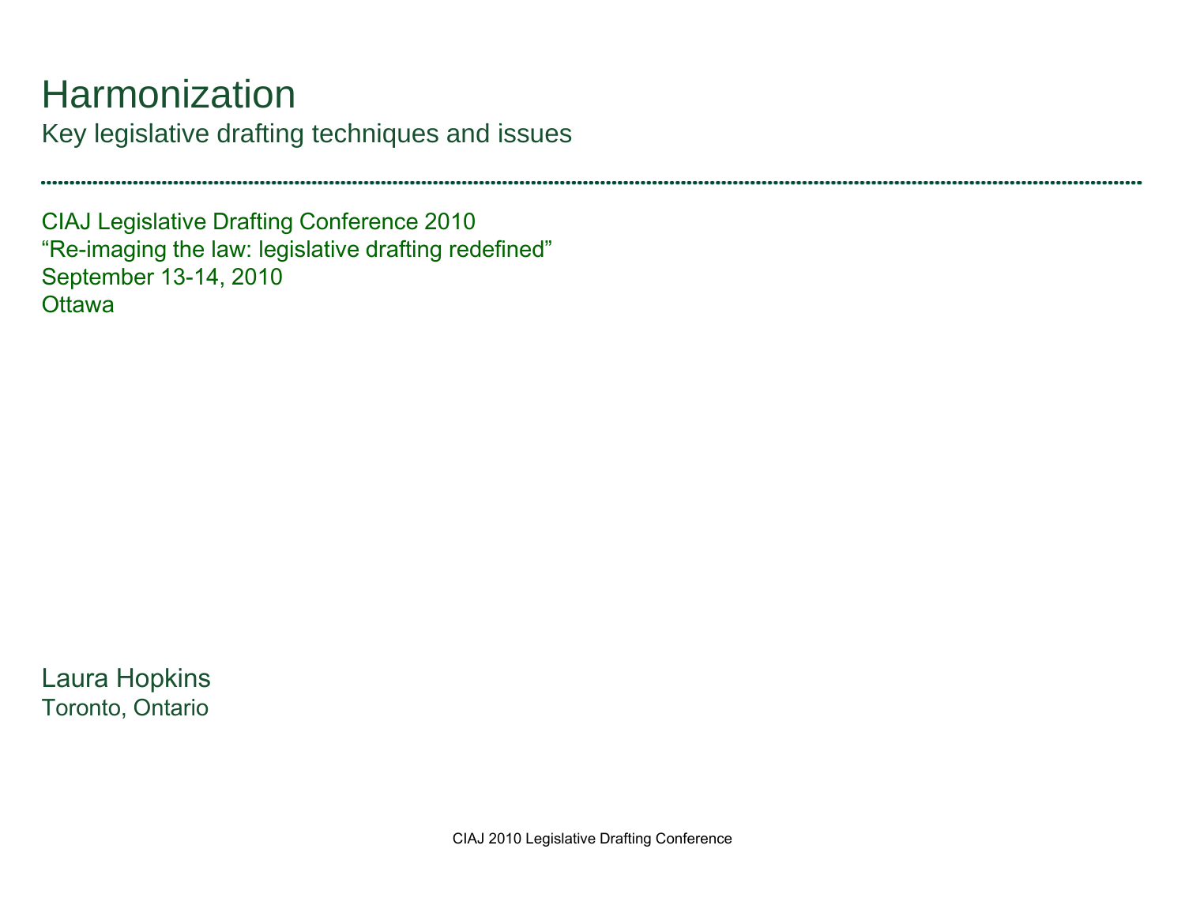# Harmonization

Key legislative drafting techniques and issues

CIAJ Legislative Drafting Conference 2010
"Re-imaging the law: legislative drafting redefined"
September 13-14, 2010
Ottawa

Laura Hopkins
Toronto, Ontario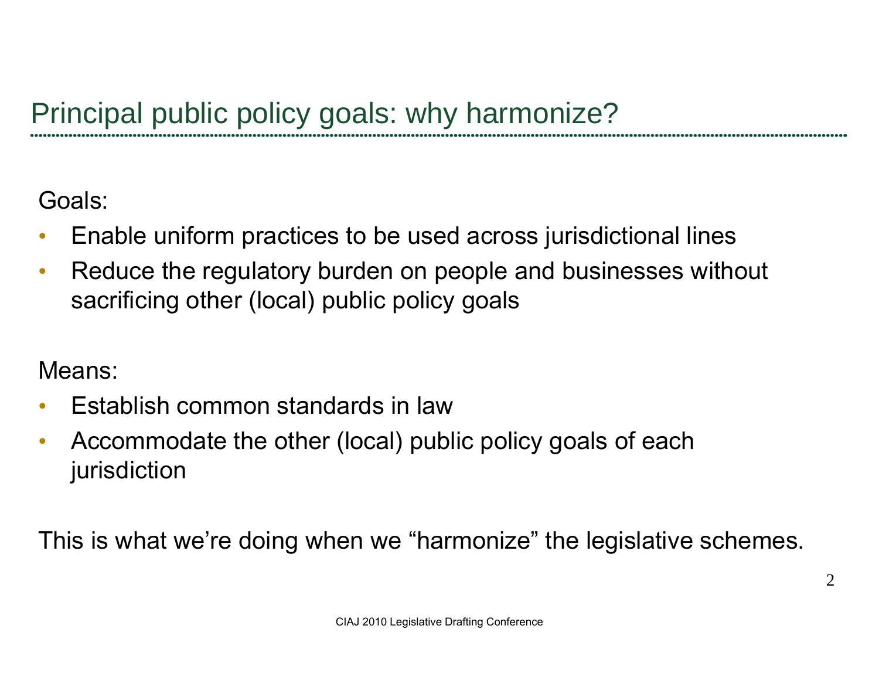# Principal public policy goals: why harmonize?

Goals:

- Enable uniform practices to be used across jurisdictional lines
- Reduce the regulatory burden on people and businesses without sacrificing other (local) public policy goals

Means:

- Establish common standards in law
- Accommodate the other (local) public policy goals of each jurisdiction

This is what we're doing when we "harmonize" the legislative schemes.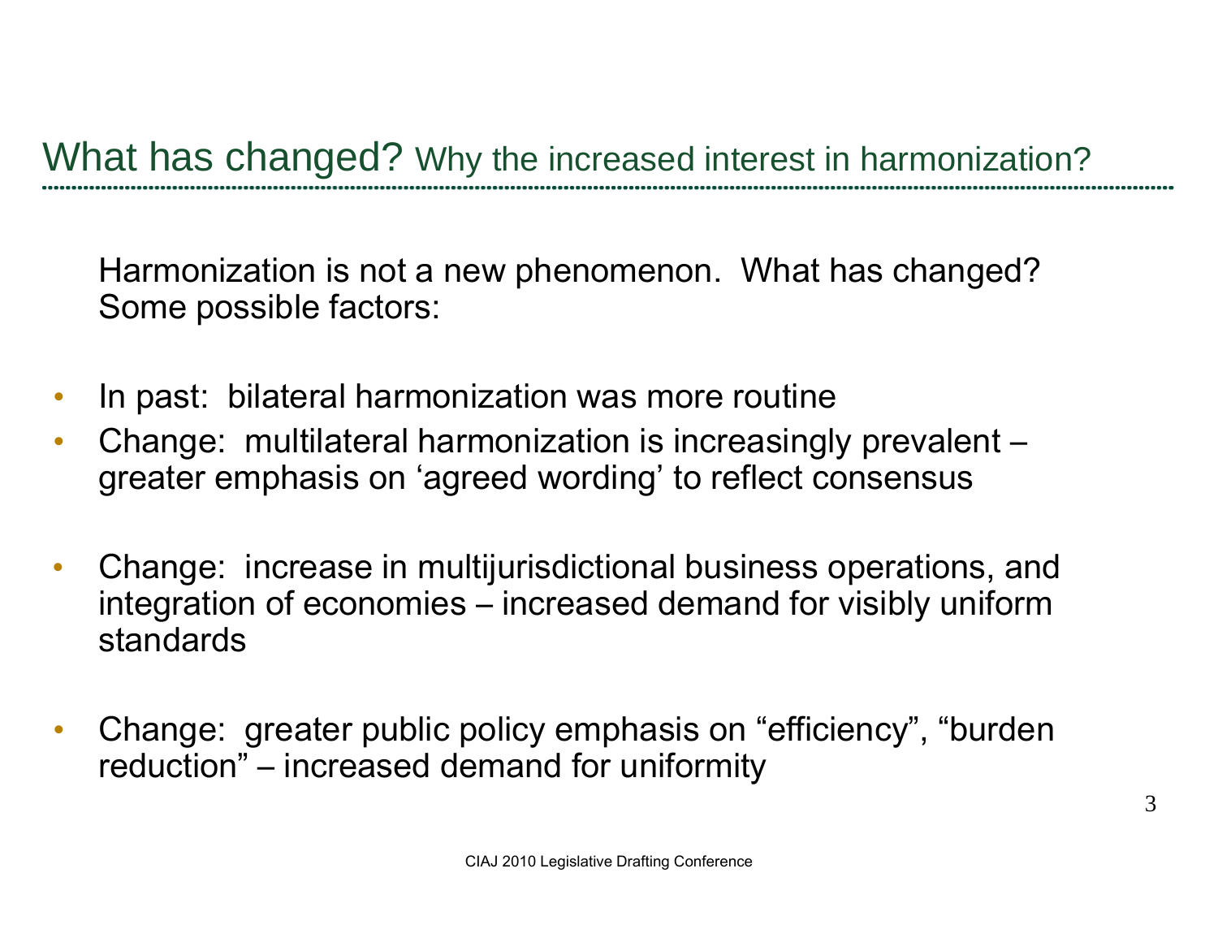## What has changed? Why the increased interest in harmonization?

Harmonization is not a new phenomenon. What has changed? Some possible factors:

- In past: bilateral harmonization was more routine
- Change: multilateral harmonization is increasingly prevalent – greater emphasis on 'agreed wording' to reflect consensus
- Change: increase in multijurisdictional business operations, and integration of economies – increased demand for visibly uniform standards
- Change: greater public policy emphasis on "efficiency", "burden reduction" – increased demand for uniformity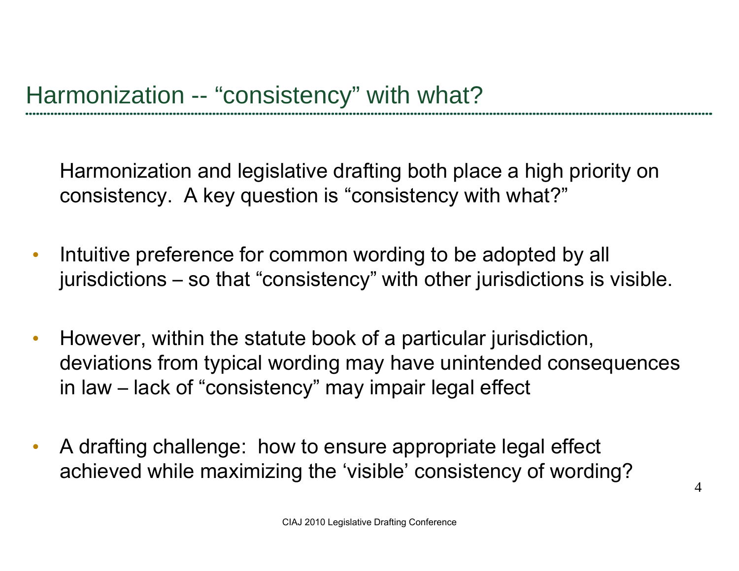## Harmonization -- “consistency” with what?

Harmonization and legislative drafting both place a high priority on consistency. A key question is “consistency with what?”

- Intuitive preference for common wording to be adopted by all jurisdictions – so that “consistency” with other jurisdictions is visible.
- However, within the statute book of a particular jurisdiction, deviations from typical wording may have unintended consequences in law – lack of “consistency” may impair legal effect
- A drafting challenge: how to ensure appropriate legal effect achieved while maximizing the ‘visible’ consistency of wording?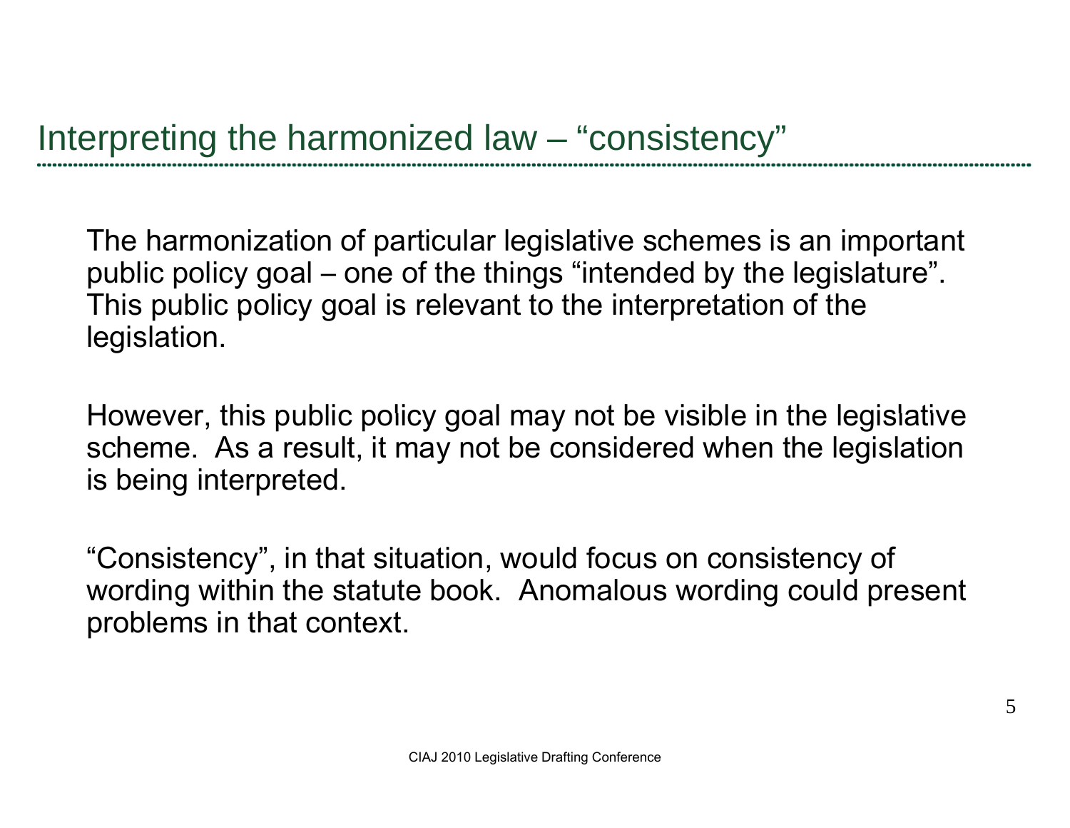## Interpreting the harmonized law – "consistency"

The harmonization of particular legislative schemes is an important public policy goal – one of the things "intended by the legislature". This public policy goal is relevant to the interpretation of the legislation.

However, this public policy goal may not be visible in the legislative scheme. As a result, it may not be considered when the legislation is being interpreted.

"Consistency", in that situation, would focus on consistency of wording within the statute book. Anomalous wording could present problems in that context.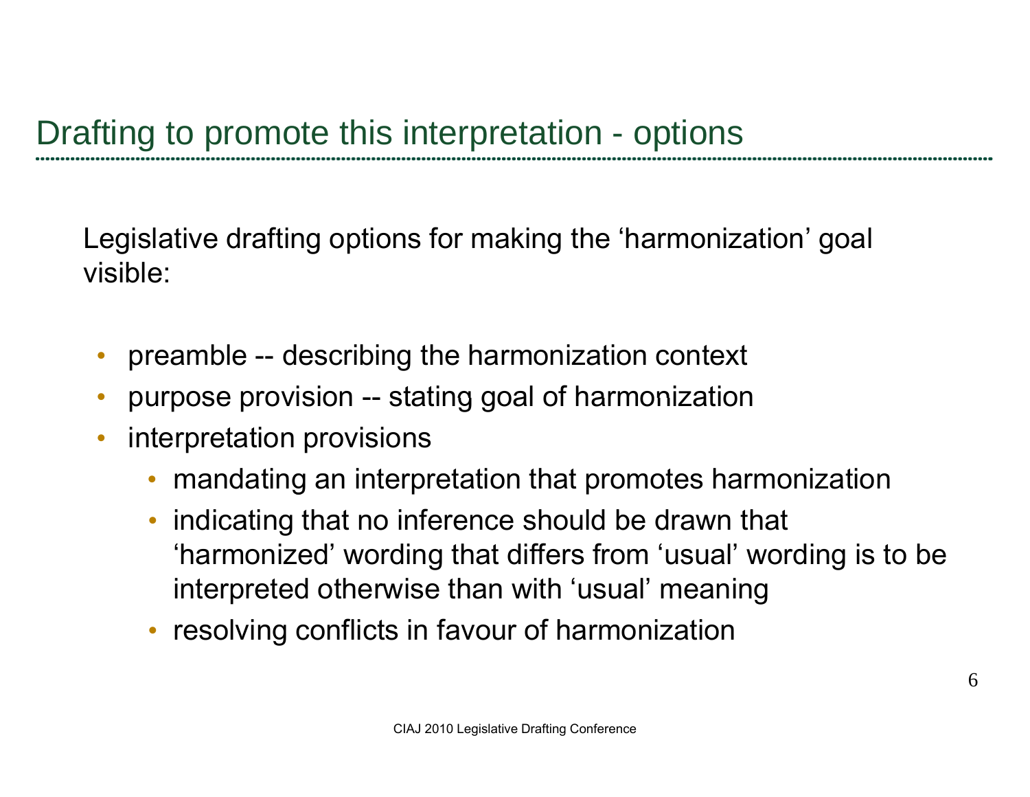# Drafting to promote this interpretation - options

Legislative drafting options for making the ‘harmonization’ goal visible:

- preamble -- describing the harmonization context
- purpose provision -- stating goal of harmonization
- interpretation provisions
  - mandating an interpretation that promotes harmonization
  - indicating that no inference should be drawn that ‘harmonized’ wording that differs from ‘usual’ wording is to be interpreted otherwise than with ‘usual’ meaning
  - resolving conflicts in favour of harmonization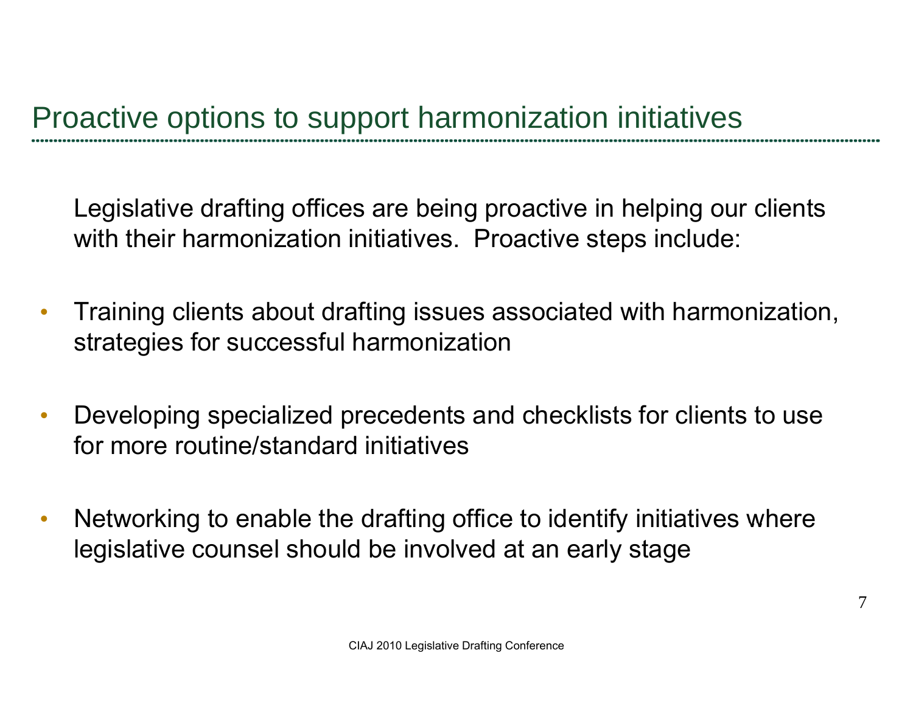# Proactive options to support harmonization initiatives

Legislative drafting offices are being proactive in helping our clients with their harmonization initiatives. Proactive steps include:

- Training clients about drafting issues associated with harmonization, strategies for successful harmonization
- Developing specialized precedents and checklists for clients to use for more routine/standard initiatives
- Networking to enable the drafting office to identify initiatives where legislative counsel should be involved at an early stage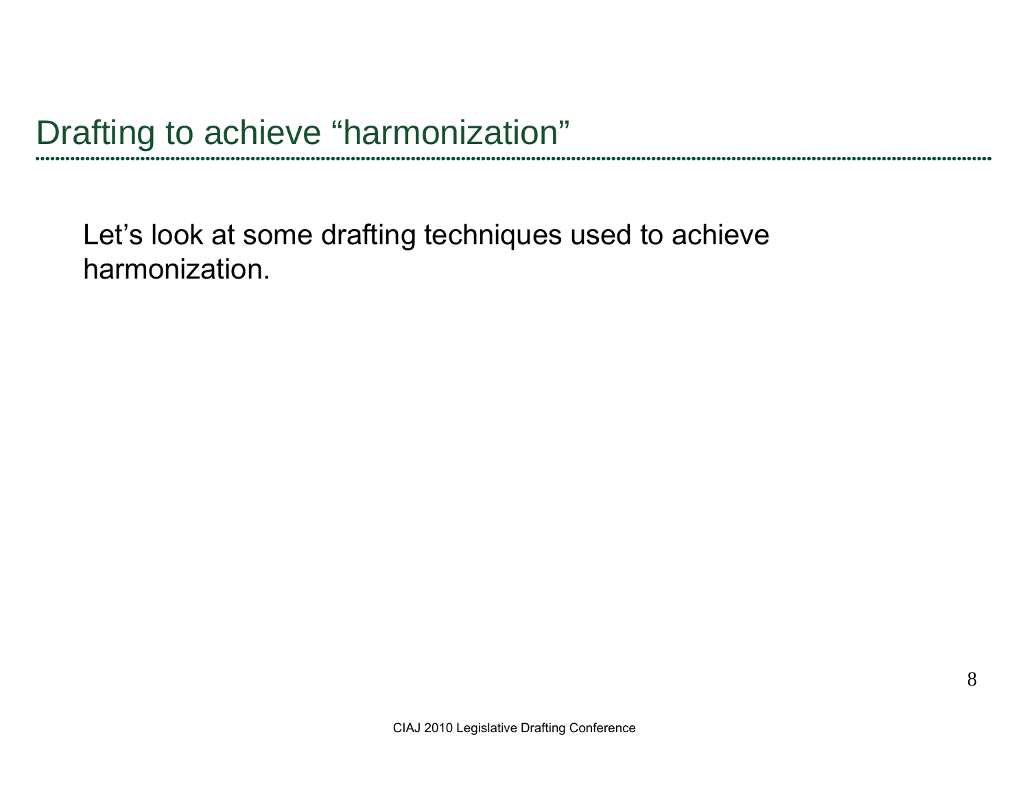# Drafting to achieve "harmonization"

Let's look at some drafting techniques used to achieve harmonization.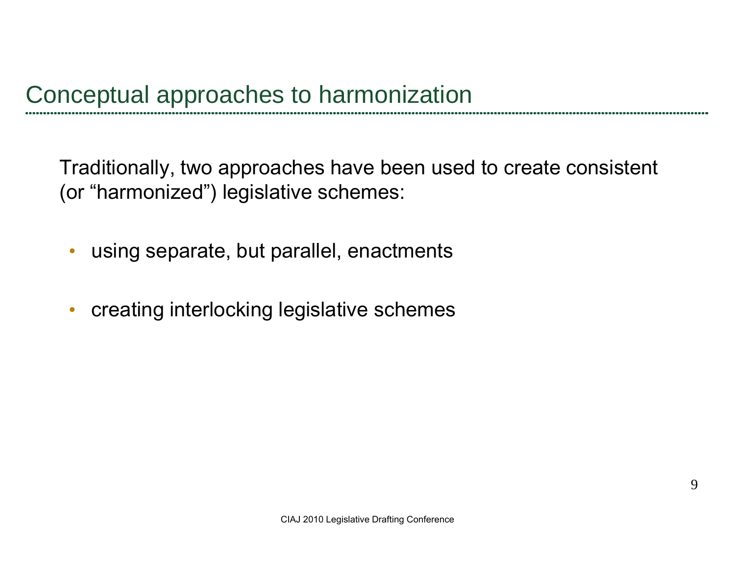## Conceptual approaches to harmonization

Traditionally, two approaches have been used to create consistent (or "harmonized") legislative schemes:

- using separate, but parallel, enactments
- creating interlocking legislative schemes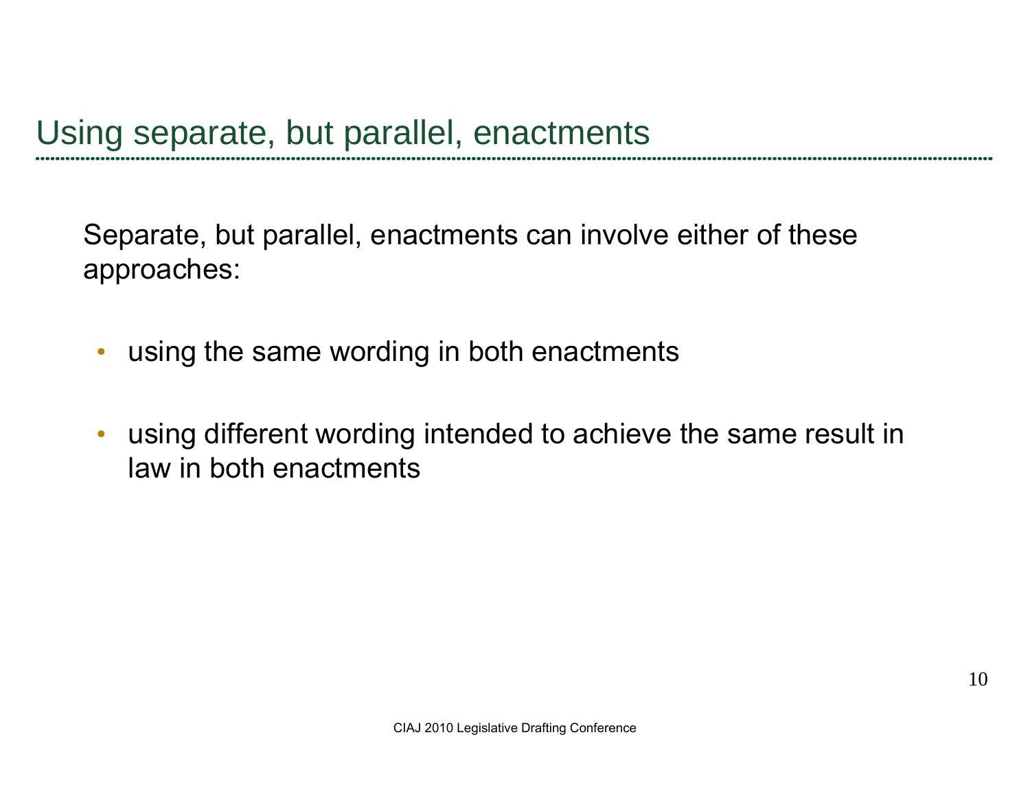## Using separate, but parallel, enactments

Separate, but parallel, enactments can involve either of these approaches:

- using the same wording in both enactments
- using different wording intended to achieve the same result in law in both enactments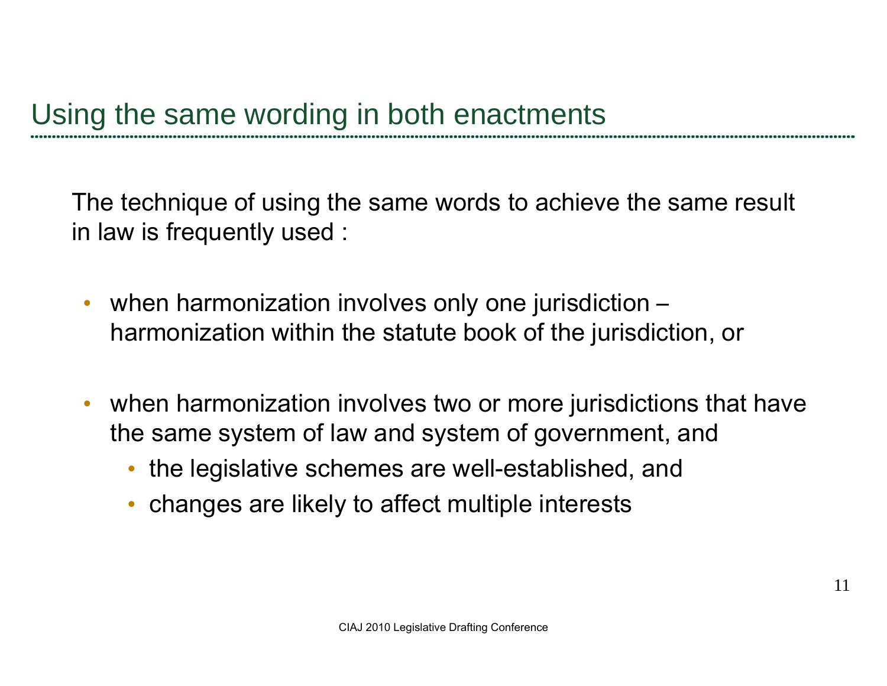## Using the same wording in both enactments

The technique of using the same words to achieve the same result in law is frequently used :

- when harmonization involves only one jurisdiction – harmonization within the statute book of the jurisdiction, or
- when harmonization involves two or more jurisdictions that have the same system of law and system of government, and
  - the legislative schemes are well-established, and
  - changes are likely to affect multiple interests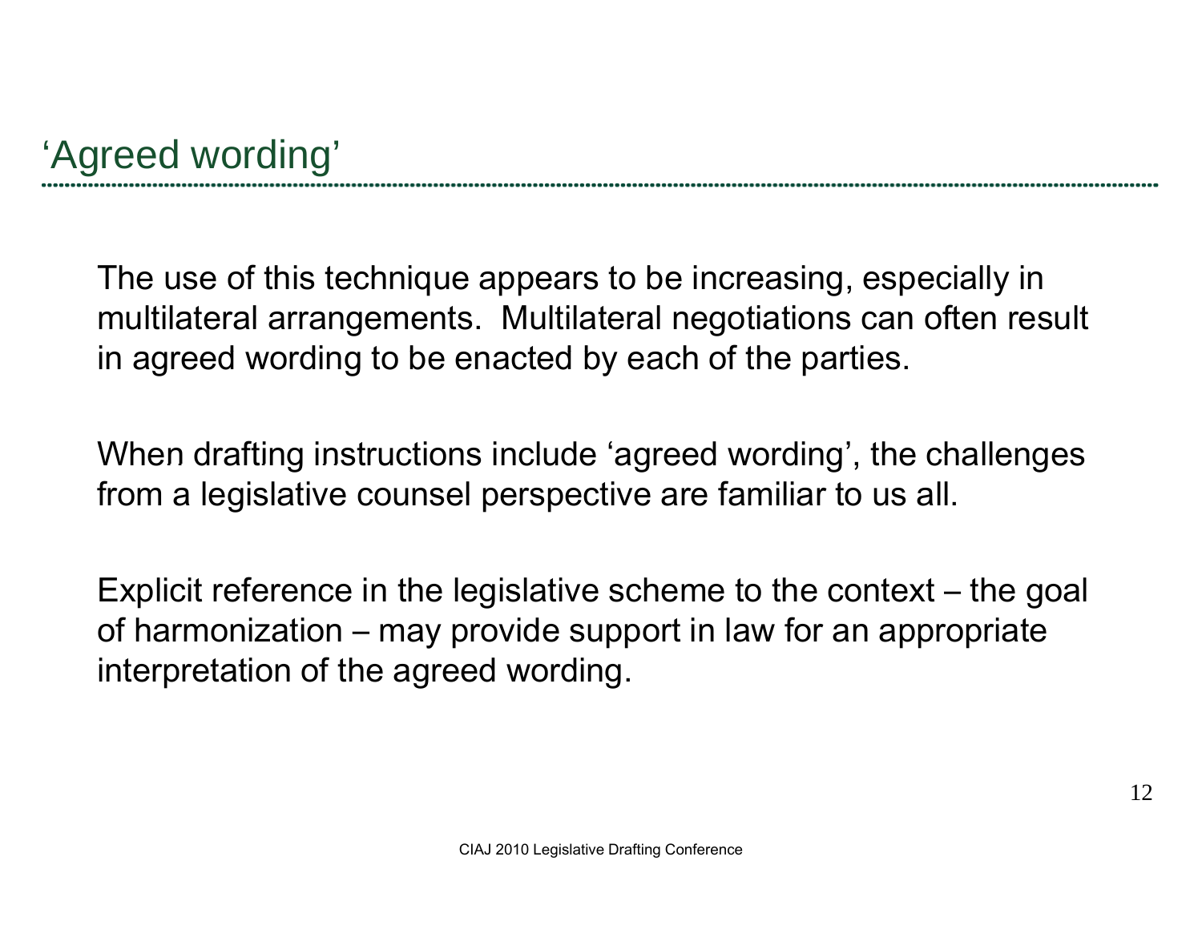## ‘Agreed wording’

The use of this technique appears to be increasing, especially in multilateral arrangements. Multilateral negotiations can often result in agreed wording to be enacted by each of the parties.

When drafting instructions include ‘agreed wording’, the challenges from a legislative counsel perspective are familiar to us all.

Explicit reference in the legislative scheme to the context – the goal of harmonization – may provide support in law for an appropriate interpretation of the agreed wording.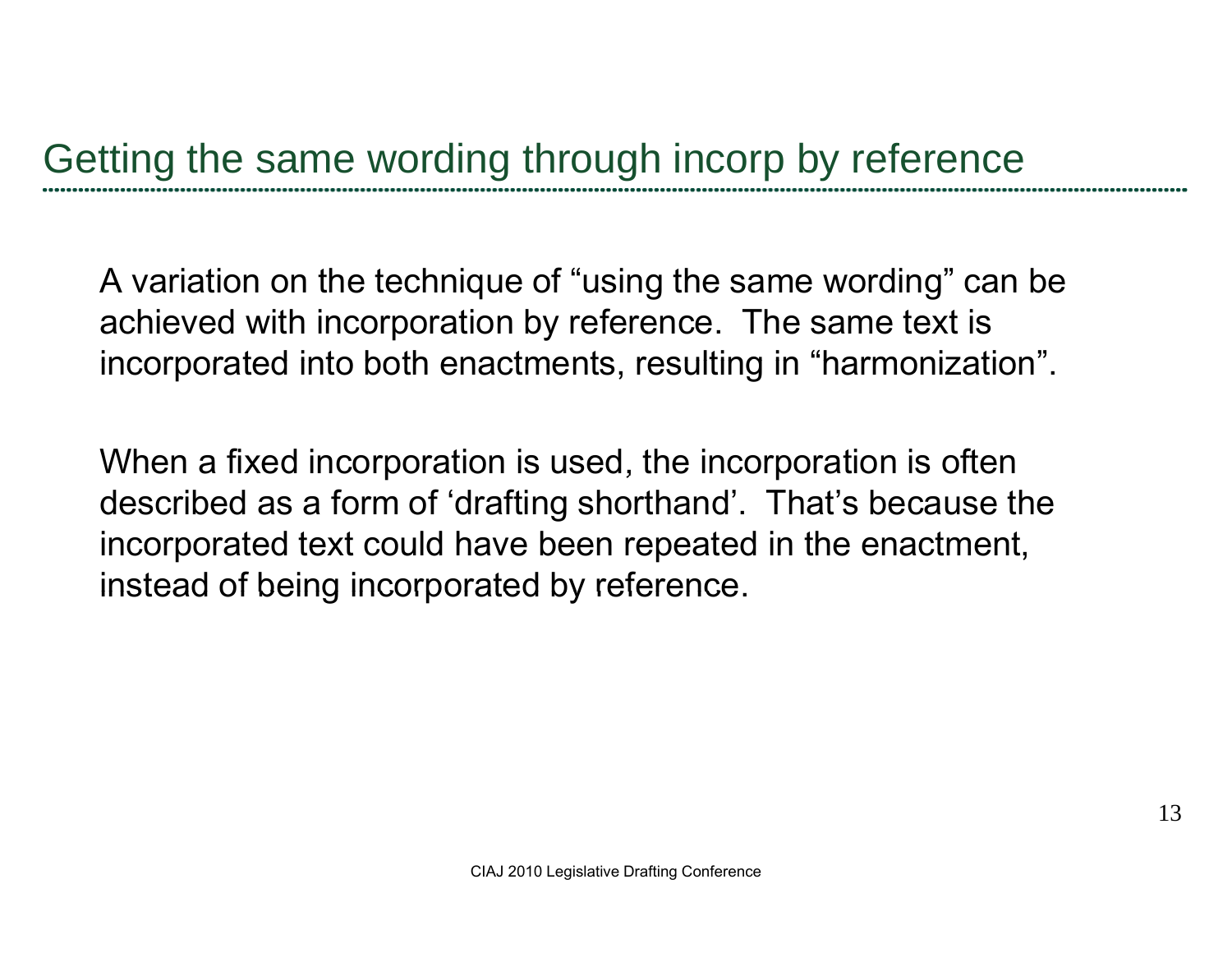## Getting the same wording through incorp by reference

A variation on the technique of “using the same wording” can be achieved with incorporation by reference. The same text is incorporated into both enactments, resulting in “harmonization”.

When a fixed incorporation is used, the incorporation is often described as a form of ‘drafting shorthand’. That’s because the incorporated text could have been repeated in the enactment, instead of being incorporated by reference.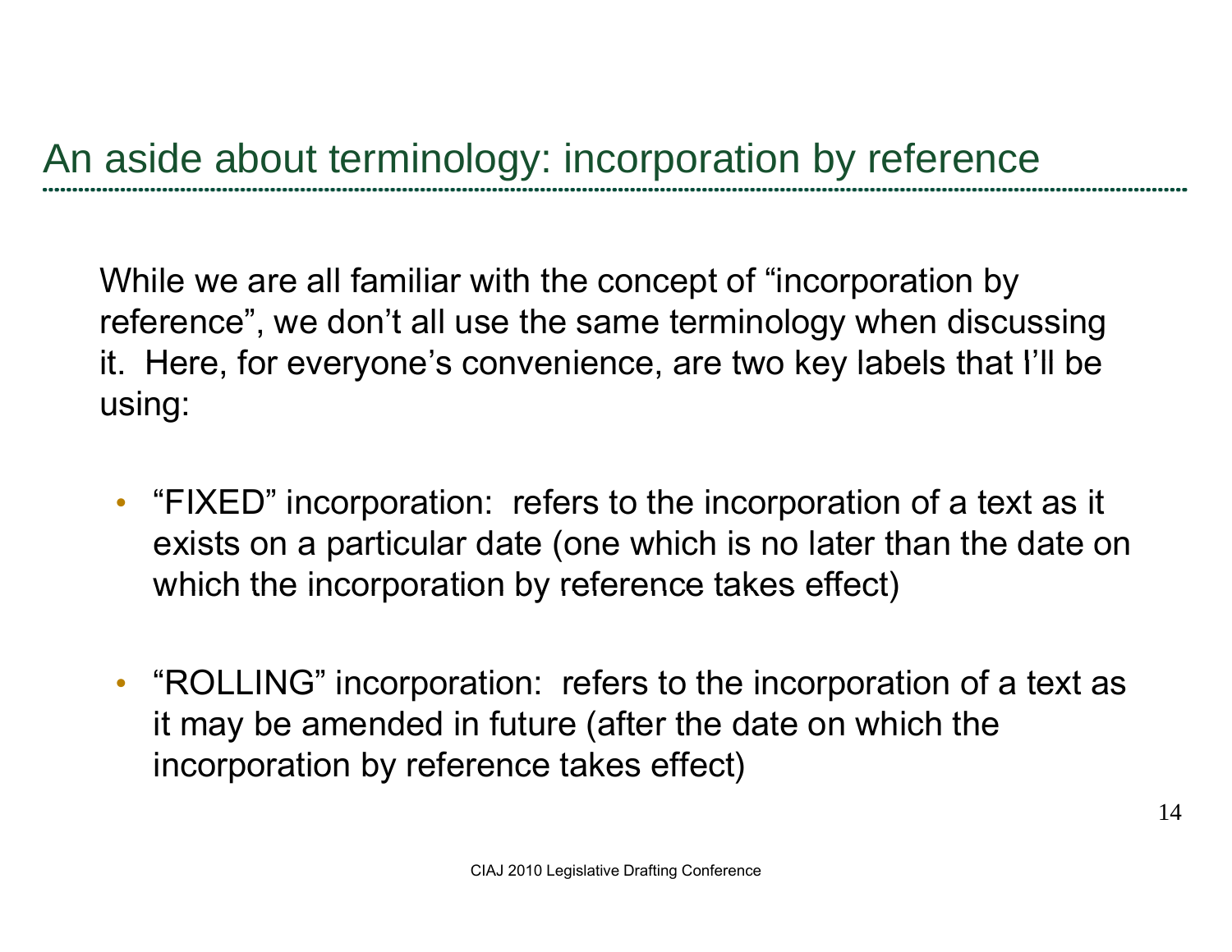# An aside about terminology: incorporation by reference

While we are all familiar with the concept of "incorporation by reference", we don't all use the same terminology when discussing it. Here, for everyone's convenience, are two key labels that I'll be using:

- "FIXED" incorporation: refers to the incorporation of a text as it exists on a particular date (one which is no later than the date on which the incorporation by reference takes effect)
- "ROLLING" incorporation: refers to the incorporation of a text as it may be amended in future (after the date on which the incorporation by reference takes effect)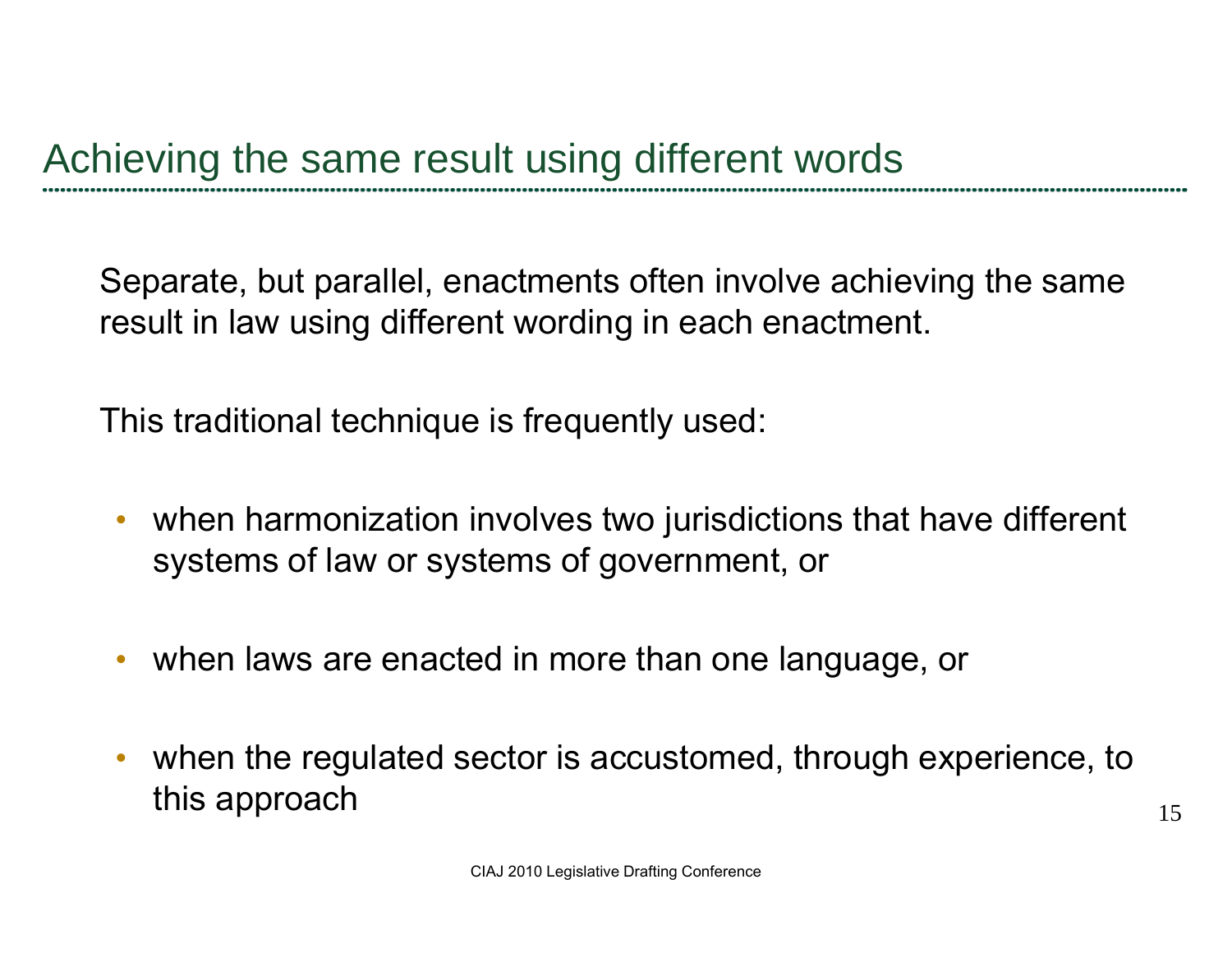## Achieving the same result using different words

Separate, but parallel, enactments often involve achieving the same result in law using different wording in each enactment.

This traditional technique is frequently used:

- when harmonization involves two jurisdictions that have different systems of law or systems of government, or
- when laws are enacted in more than one language, or
- when the regulated sector is accustomed, through experience, to this approach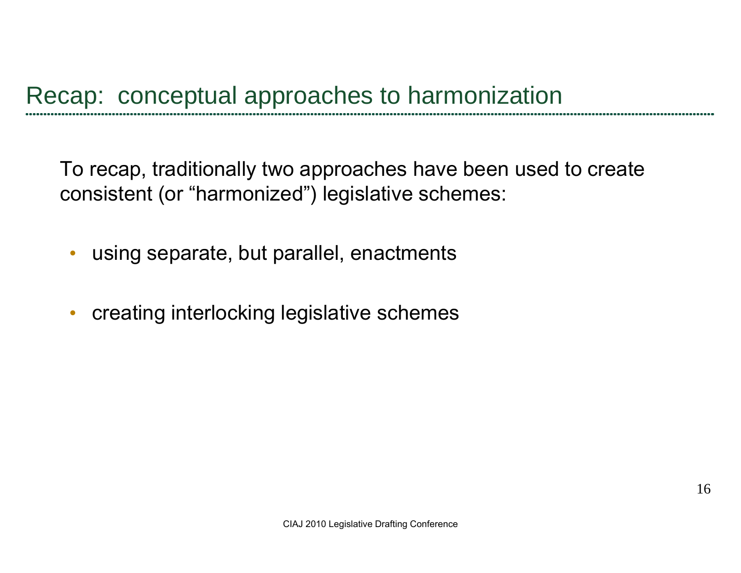# Recap: conceptual approaches to harmonization

To recap, traditionally two approaches have been used to create consistent (or "harmonized") legislative schemes:

- using separate, but parallel, enactments
- creating interlocking legislative schemes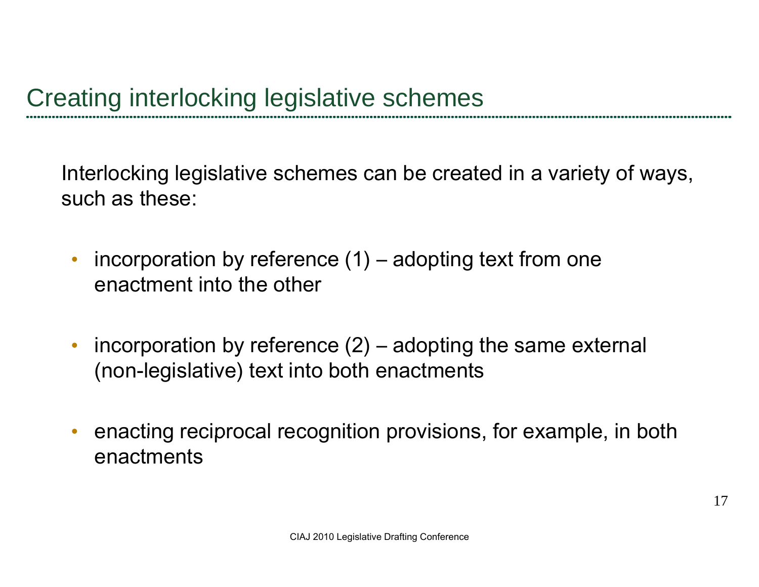## Creating interlocking legislative schemes

Interlocking legislative schemes can be created in a variety of ways, such as these:

- incorporation by reference (1) – adopting text from one enactment into the other
- incorporation by reference (2) – adopting the same external (non-legislative) text into both enactments
- enacting reciprocal recognition provisions, for example, in both enactments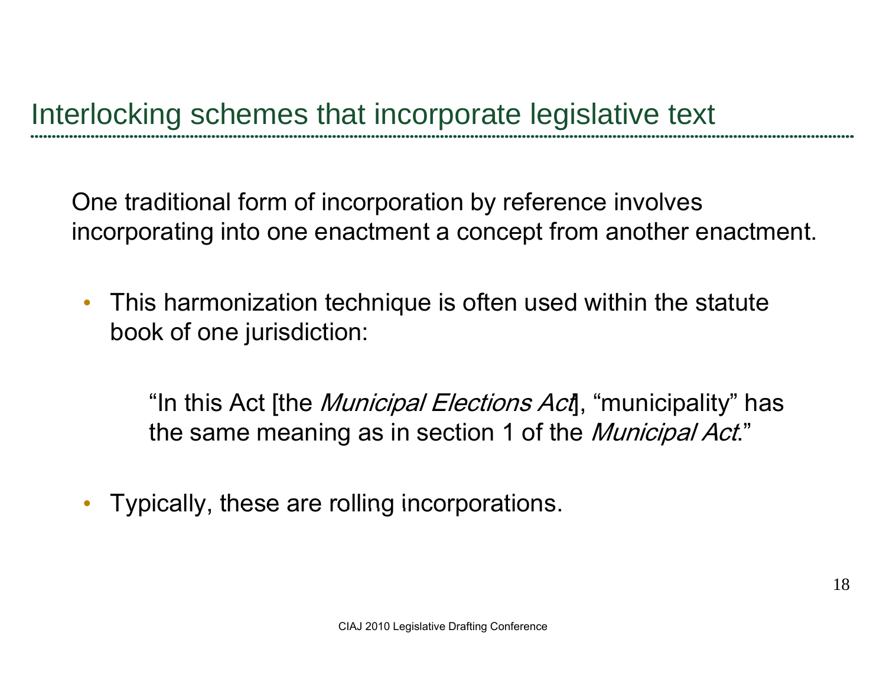# Interlocking schemes that incorporate legislative text

One traditional form of incorporation by reference involves incorporating into one enactment a concept from another enactment.

- This harmonization technique is often used within the statute book of one jurisdiction:

  > "In this Act [the *Municipal Elections Act*], "municipality" has the same meaning as in section 1 of the *Municipal Act*."

- Typically, these are rolling incorporations.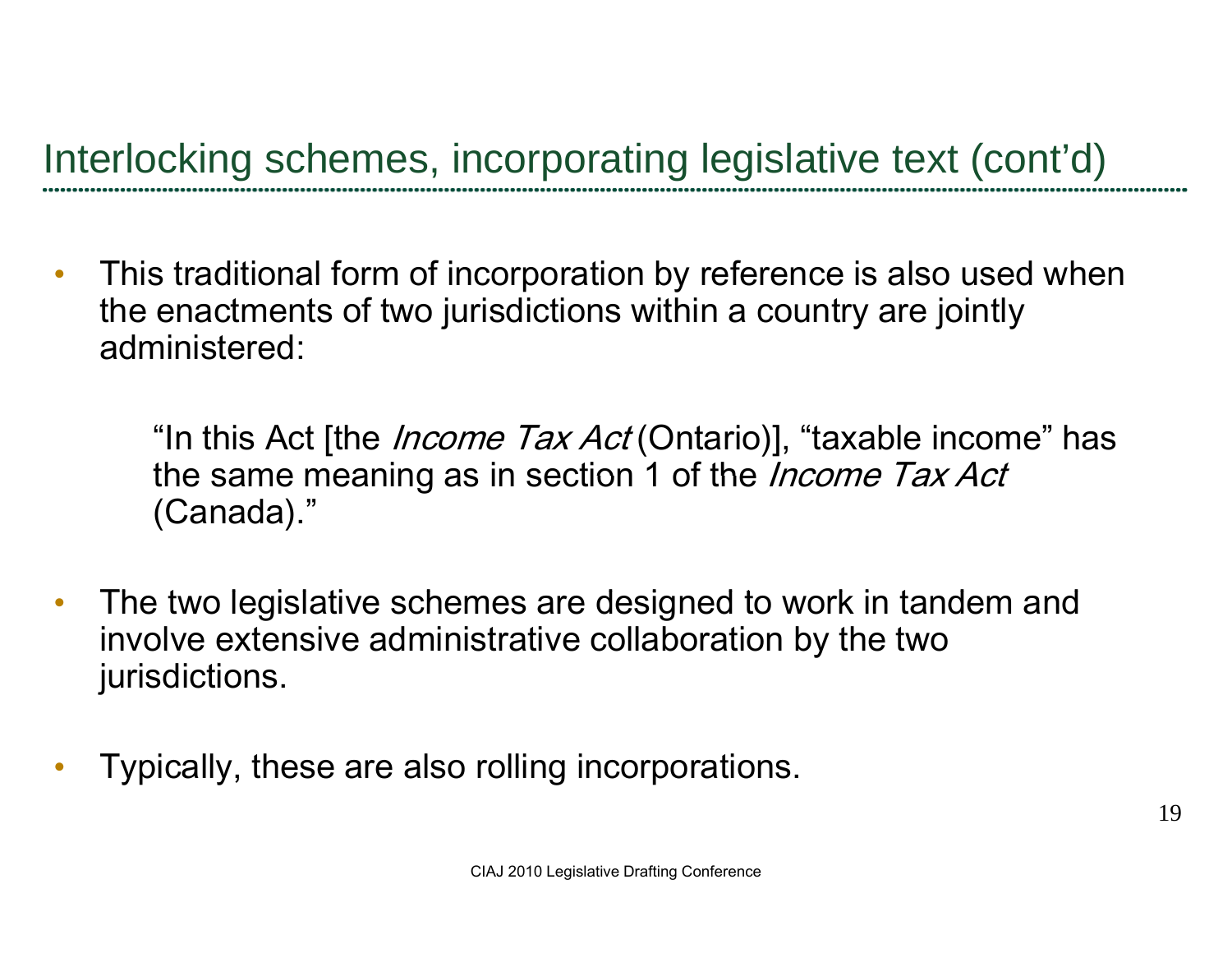## Interlocking schemes, incorporating legislative text (cont'd)

- This traditional form of incorporation by reference is also used when the enactments of two jurisdictions within a country are jointly administered:

  > "In this Act [the *Income Tax Act* (Ontario)], "taxable income" has the same meaning as in section 1 of the *Income Tax Act* (Canada)."

- The two legislative schemes are designed to work in tandem and involve extensive administrative collaboration by the two jurisdictions.

- Typically, these are also rolling incorporations.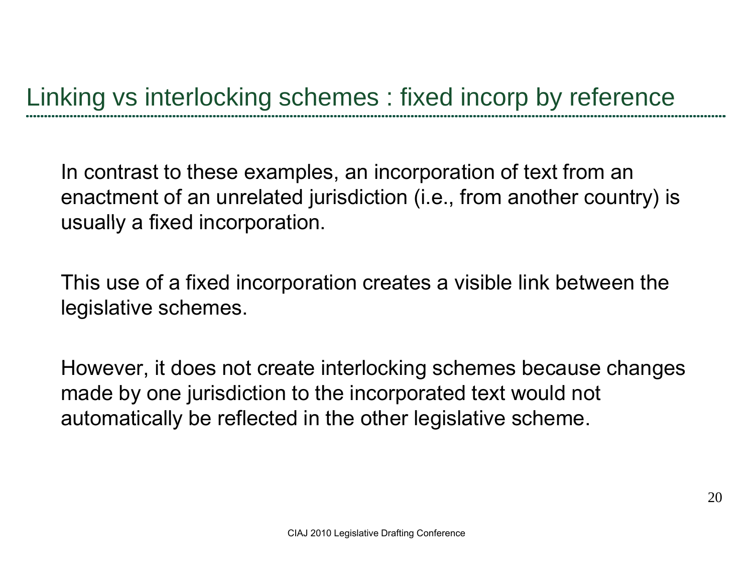## Linking vs interlocking schemes : fixed incorp by reference

In contrast to these examples, an incorporation of text from an enactment of an unrelated jurisdiction (i.e., from another country) is usually a fixed incorporation.

This use of a fixed incorporation creates a visible link between the legislative schemes.

However, it does not create interlocking schemes because changes made by one jurisdiction to the incorporated text would not automatically be reflected in the other legislative scheme.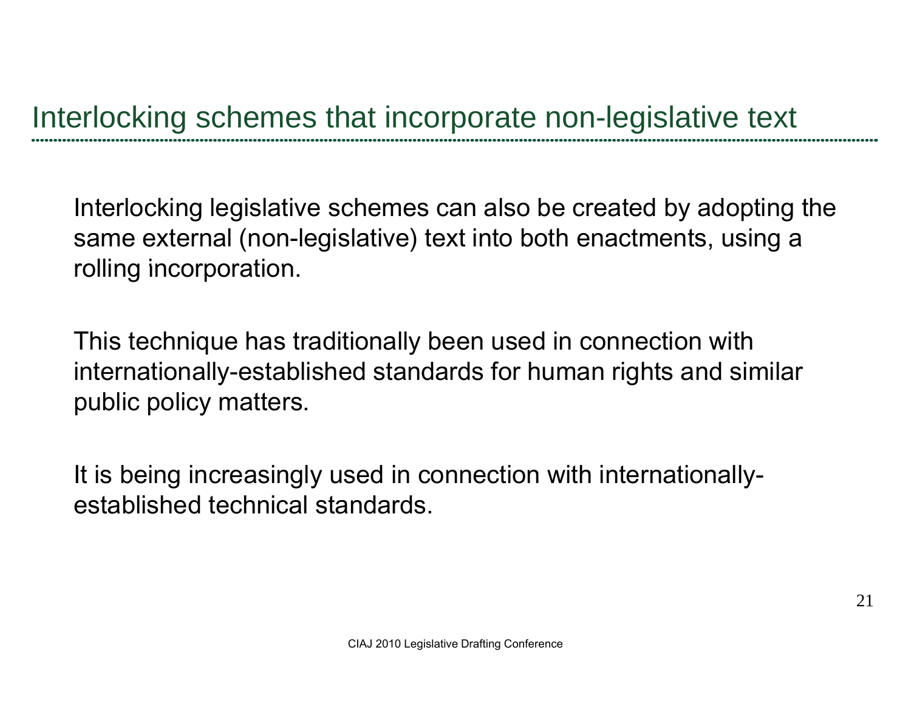## Interlocking schemes that incorporate non-legislative text

Interlocking legislative schemes can also be created by adopting the same external (non-legislative) text into both enactments, using a rolling incorporation.

This technique has traditionally been used in connection with internationally-established standards for human rights and similar public policy matters.

It is being increasingly used in connection with internationally-established technical standards.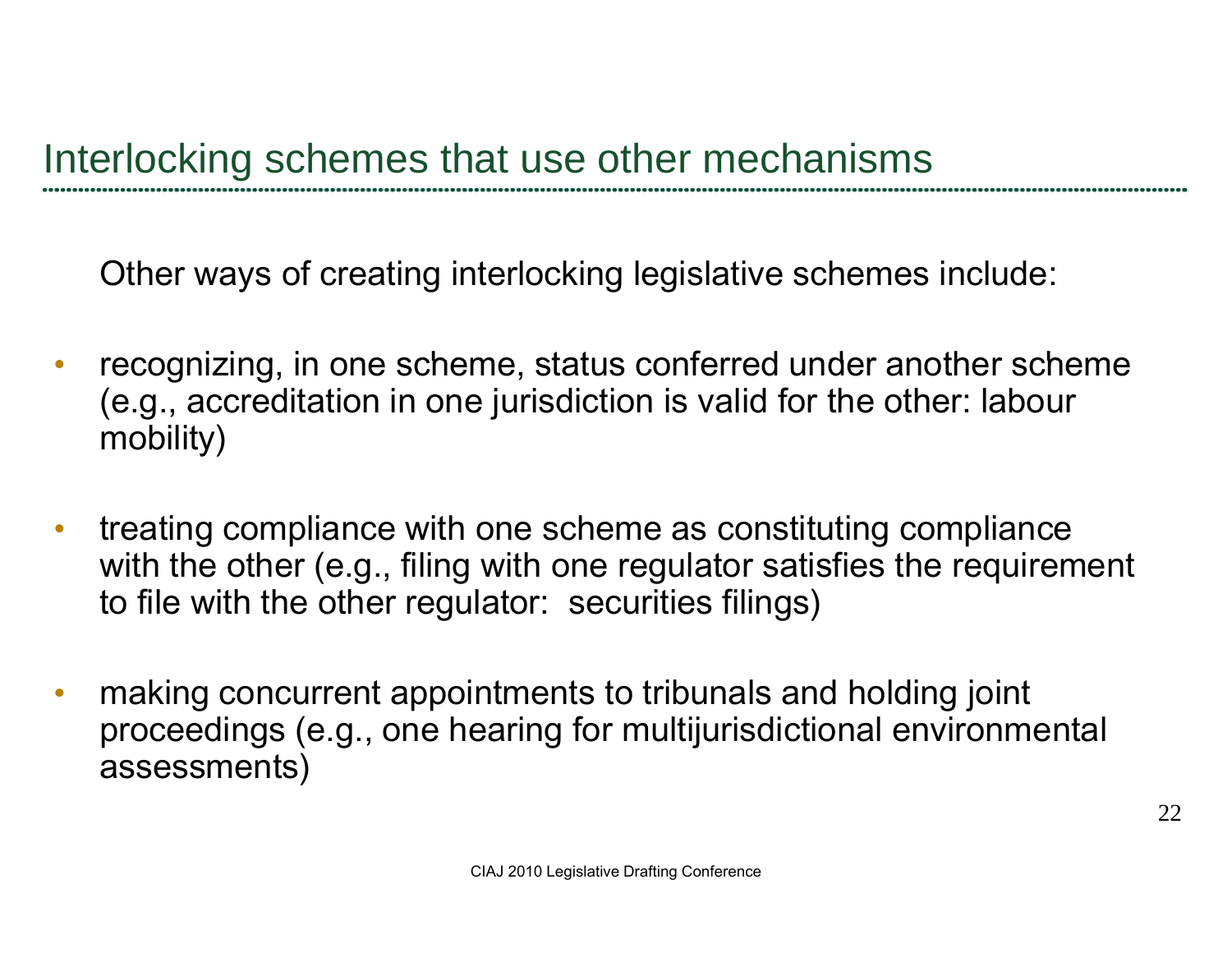## Interlocking schemes that use other mechanisms

Other ways of creating interlocking legislative schemes include:

- recognizing, in one scheme, status conferred under another scheme (e.g., accreditation in one jurisdiction is valid for the other: labour mobility)
- treating compliance with one scheme as constituting compliance with the other (e.g., filing with one regulator satisfies the requirement to file with the other regulator: securities filings)
- making concurrent appointments to tribunals and holding joint proceedings (e.g., one hearing for multijurisdictional environmental assessments)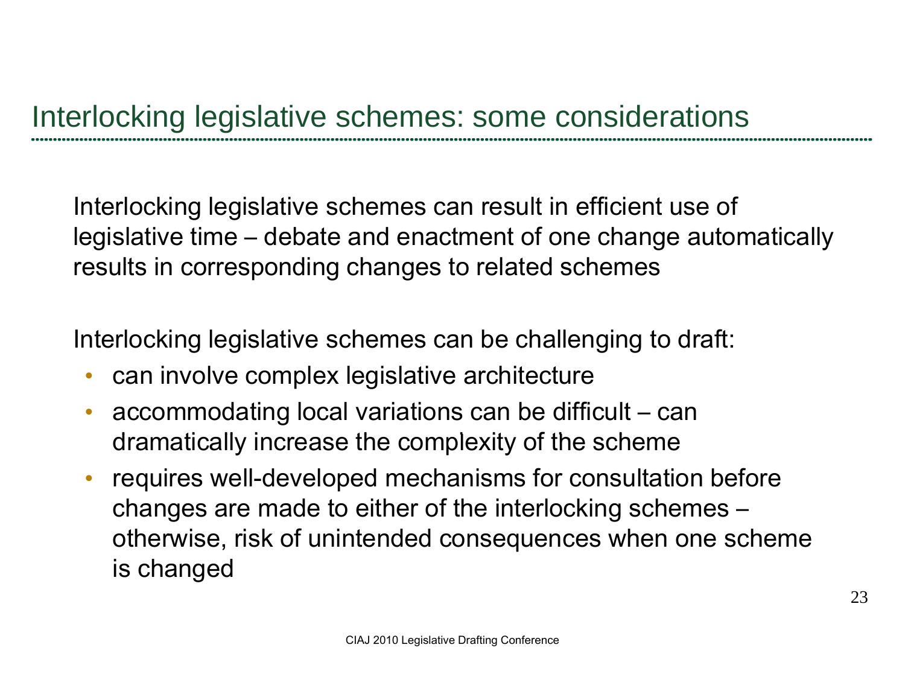## Interlocking legislative schemes: some considerations

Interlocking legislative schemes can result in efficient use of legislative time – debate and enactment of one change automatically results in corresponding changes to related schemes

Interlocking legislative schemes can be challenging to draft:

- can involve complex legislative architecture
- accommodating local variations can be difficult – can dramatically increase the complexity of the scheme
- requires well-developed mechanisms for consultation before changes are made to either of the interlocking schemes – otherwise, risk of unintended consequences when one scheme is changed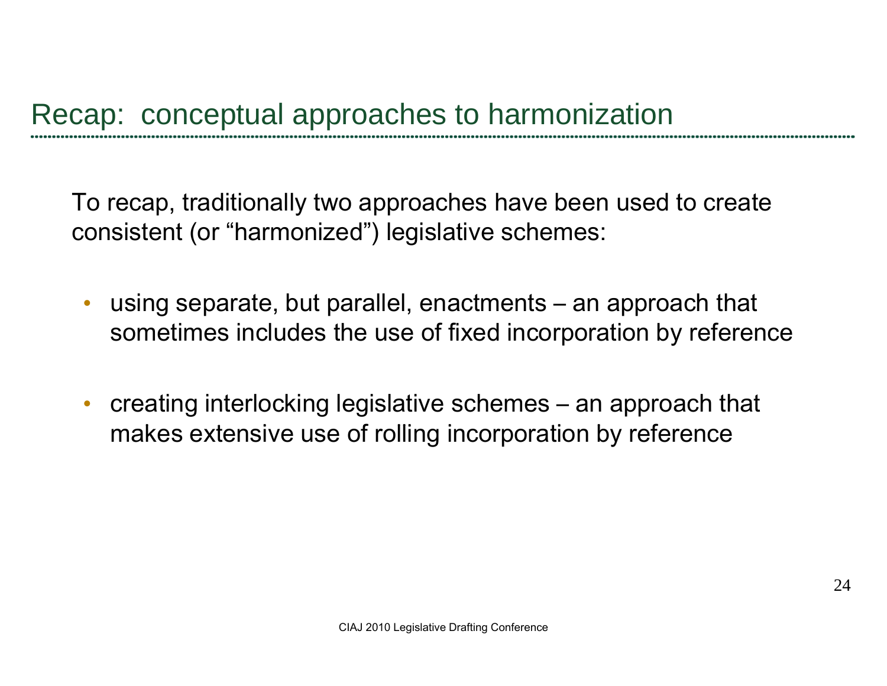# Recap: conceptual approaches to harmonization

To recap, traditionally two approaches have been used to create consistent (or "harmonized") legislative schemes:

- using separate, but parallel, enactments – an approach that sometimes includes the use of fixed incorporation by reference
- creating interlocking legislative schemes – an approach that makes extensive use of rolling incorporation by reference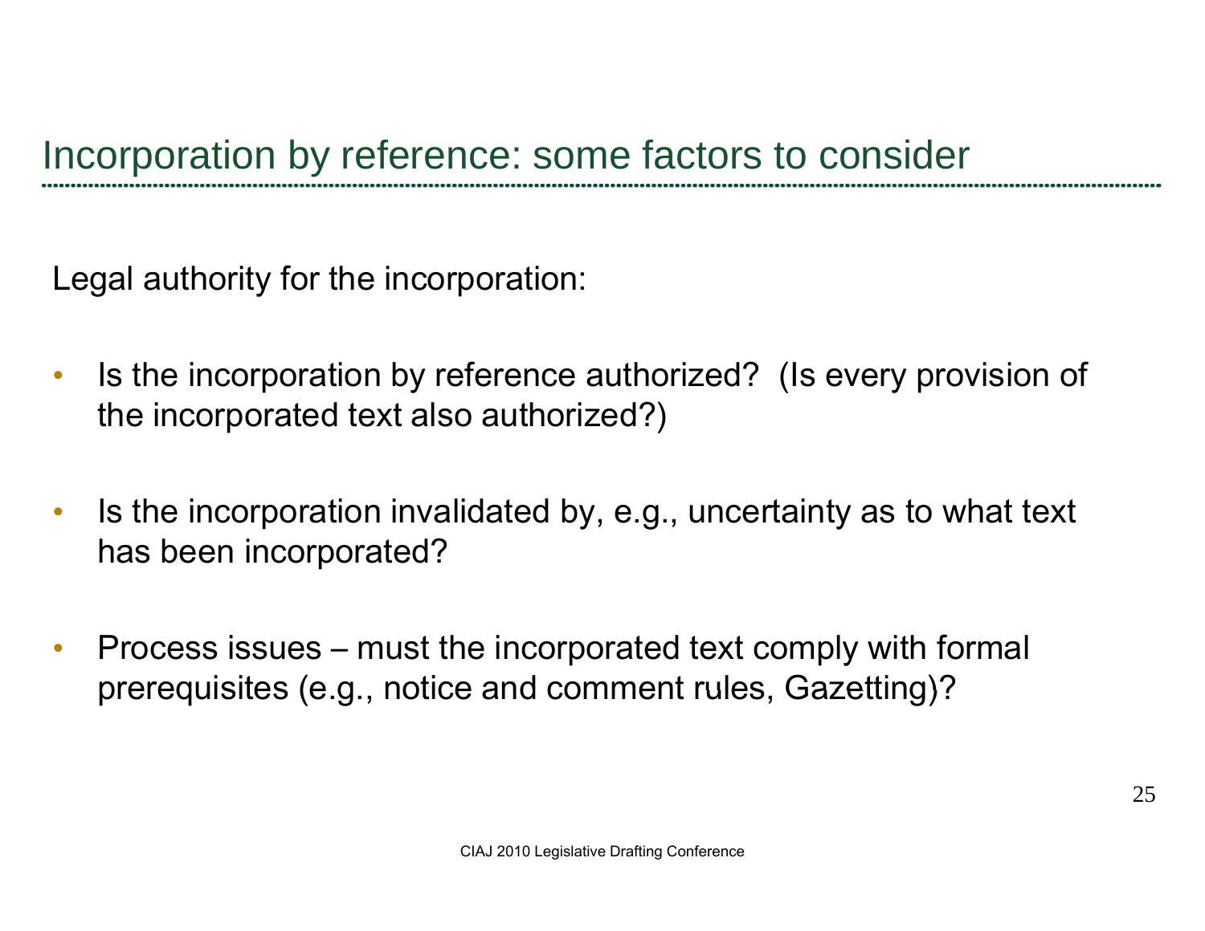## Incorporation by reference: some factors to consider

Legal authority for the incorporation:

- Is the incorporation by reference authorized? (Is every provision of the incorporated text also authorized?)
- Is the incorporation invalidated by, e.g., uncertainty as to what text has been incorporated?
- Process issues – must the incorporated text comply with formal prerequisites (e.g., notice and comment rules, Gazetting)?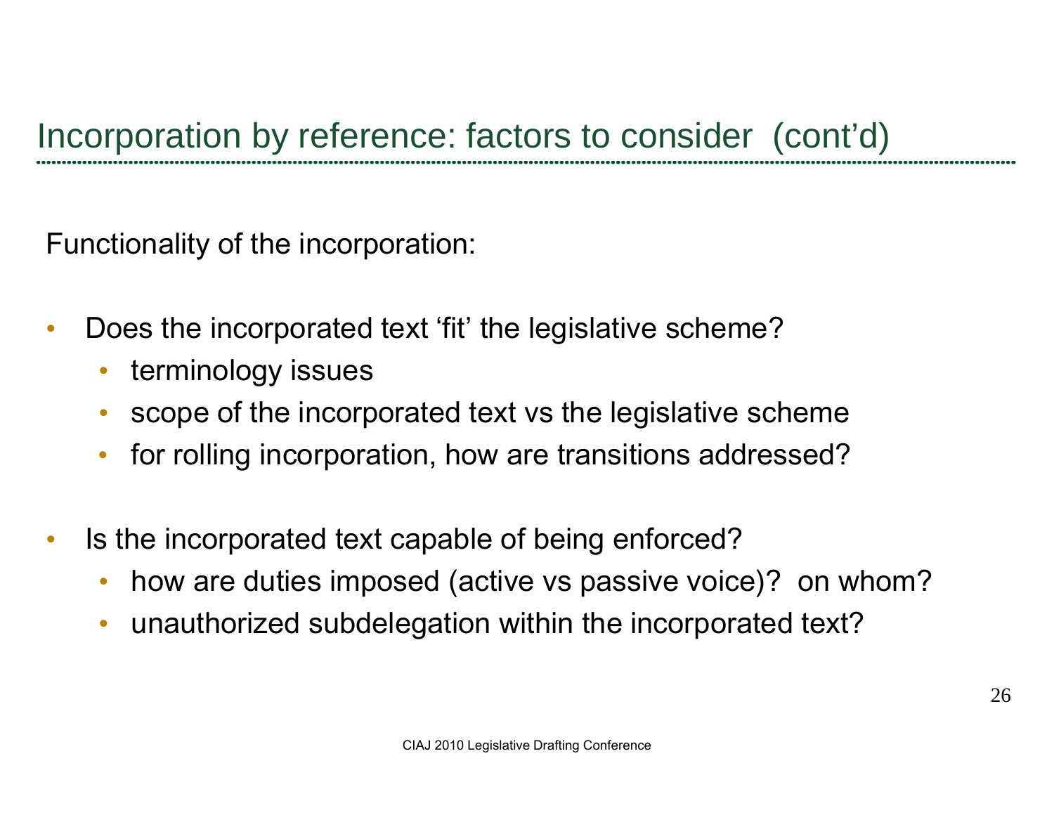## Incorporation by reference: factors to consider (cont'd)

Functionality of the incorporation:

- Does the incorporated text 'fit' the legislative scheme?
  - terminology issues
  - scope of the incorporated text vs the legislative scheme
  - for rolling incorporation, how are transitions addressed?
- Is the incorporated text capable of being enforced?
  - how are duties imposed (active vs passive voice)? on whom?
  - unauthorized subdelegation within the incorporated text?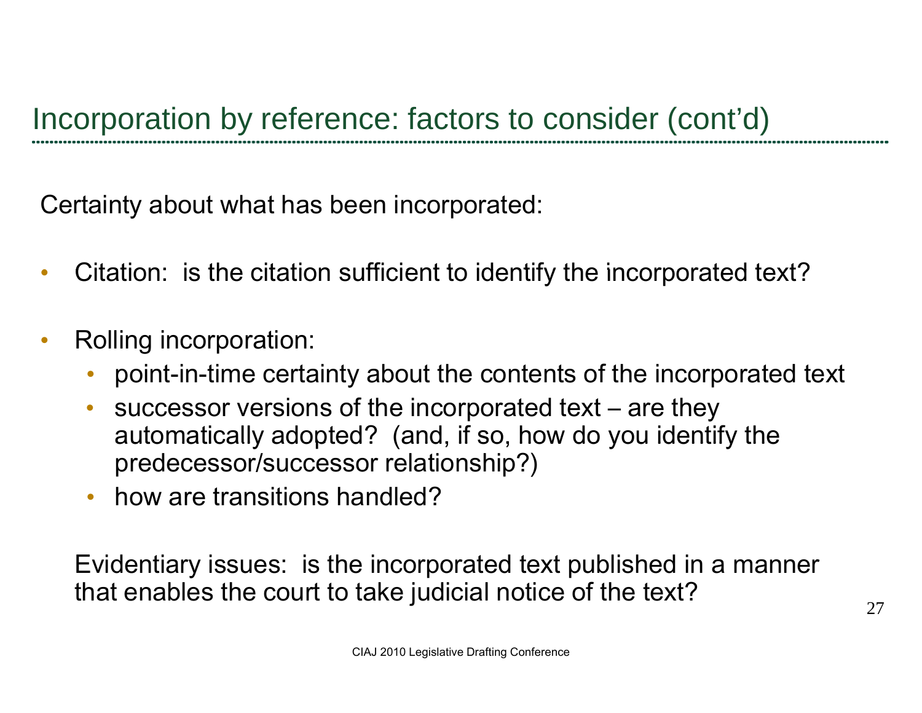## Incorporation by reference: factors to consider (cont'd)

Certainty about what has been incorporated:

- Citation: is the citation sufficient to identify the incorporated text?
- Rolling incorporation:
  - point-in-time certainty about the contents of the incorporated text
  - successor versions of the incorporated text – are they automatically adopted? (and, if so, how do you identify the predecessor/successor relationship?)
  - how are transitions handled?

Evidentiary issues: is the incorporated text published in a manner that enables the court to take judicial notice of the text?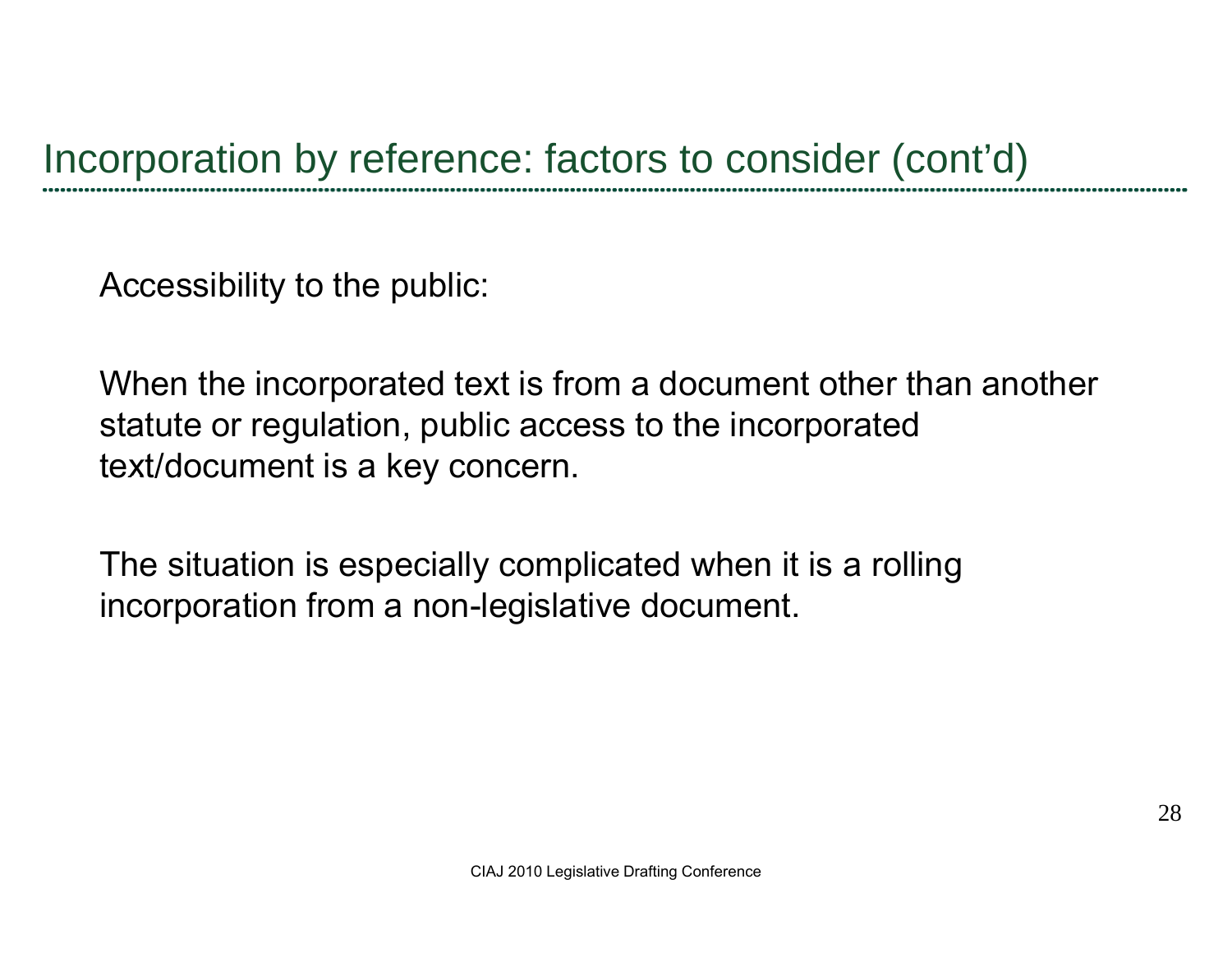## Incorporation by reference: factors to consider (cont'd)

Accessibility to the public:

When the incorporated text is from a document other than another statute or regulation, public access to the incorporated text/document is a key concern.

The situation is especially complicated when it is a rolling incorporation from a non-legislative document.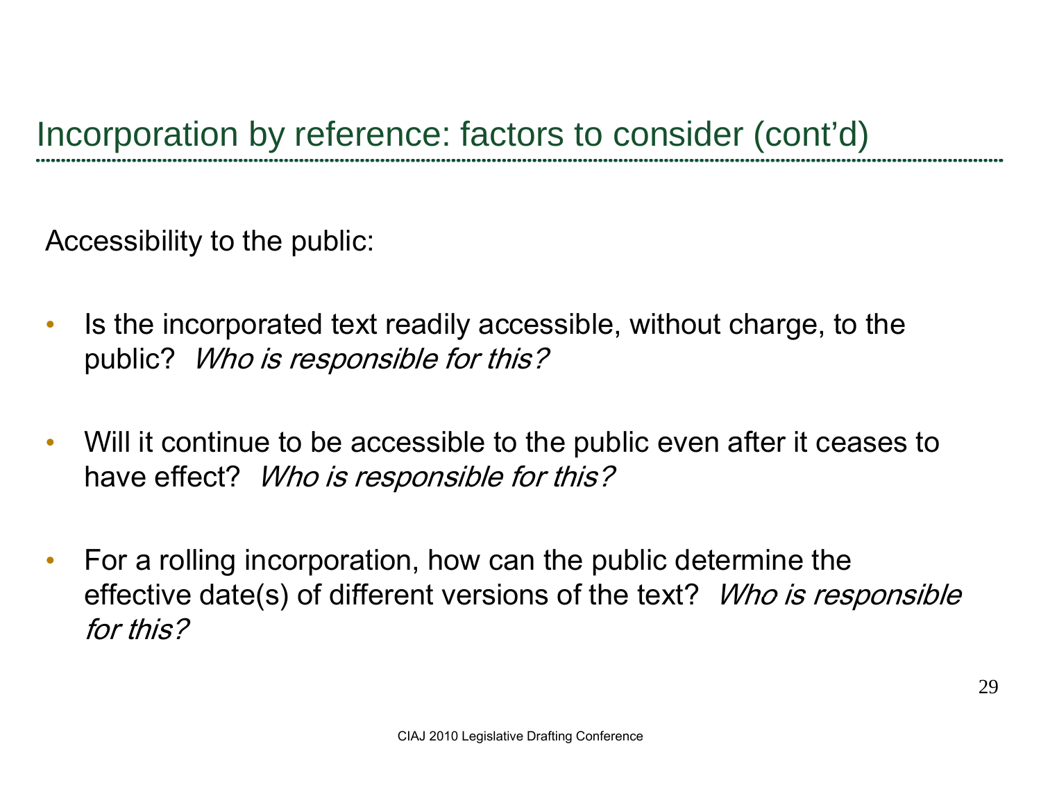# Incorporation by reference: factors to consider (cont'd)

Accessibility to the public:

- Is the incorporated text readily accessible, without charge, to the public? *Who is responsible for this?*

- Will it continue to be accessible to the public even after it ceases to have effect? *Who is responsible for this?*

- For a rolling incorporation, how can the public determine the effective date(s) of different versions of the text? *Who is responsible for this?*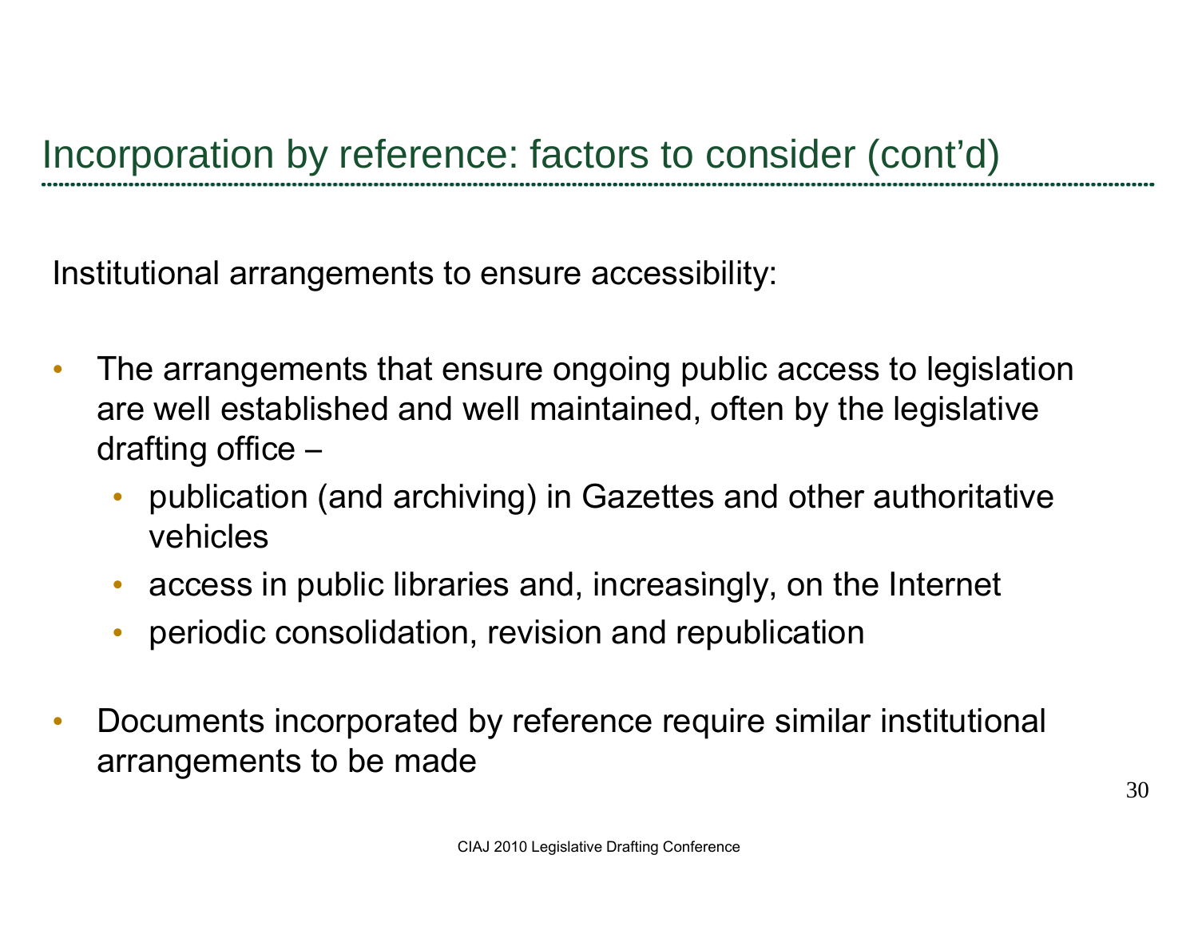# Incorporation by reference: factors to consider (cont'd)

Institutional arrangements to ensure accessibility:

- The arrangements that ensure ongoing public access to legislation are well established and well maintained, often by the legislative drafting office –
  - publication (and archiving) in Gazettes and other authoritative vehicles
  - access in public libraries and, increasingly, on the Internet
  - periodic consolidation, revision and republication
- Documents incorporated by reference require similar institutional arrangements to be made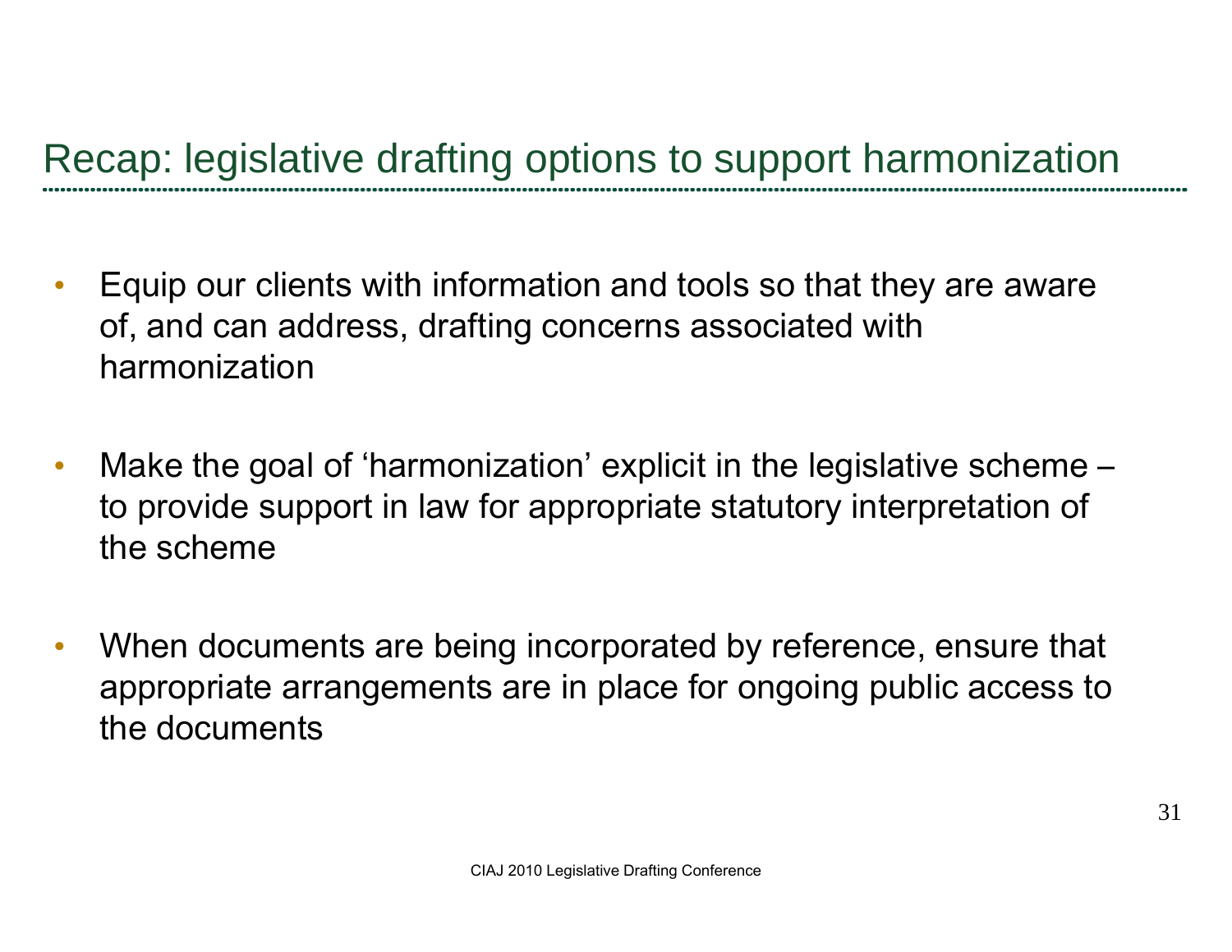# Recap: legislative drafting options to support harmonization

- Equip our clients with information and tools so that they are aware of, and can address, drafting concerns associated with harmonization

- Make the goal of ‘harmonization’ explicit in the legislative scheme – to provide support in law for appropriate statutory interpretation of the scheme

- When documents are being incorporated by reference, ensure that appropriate arrangements are in place for ongoing public access to the documents